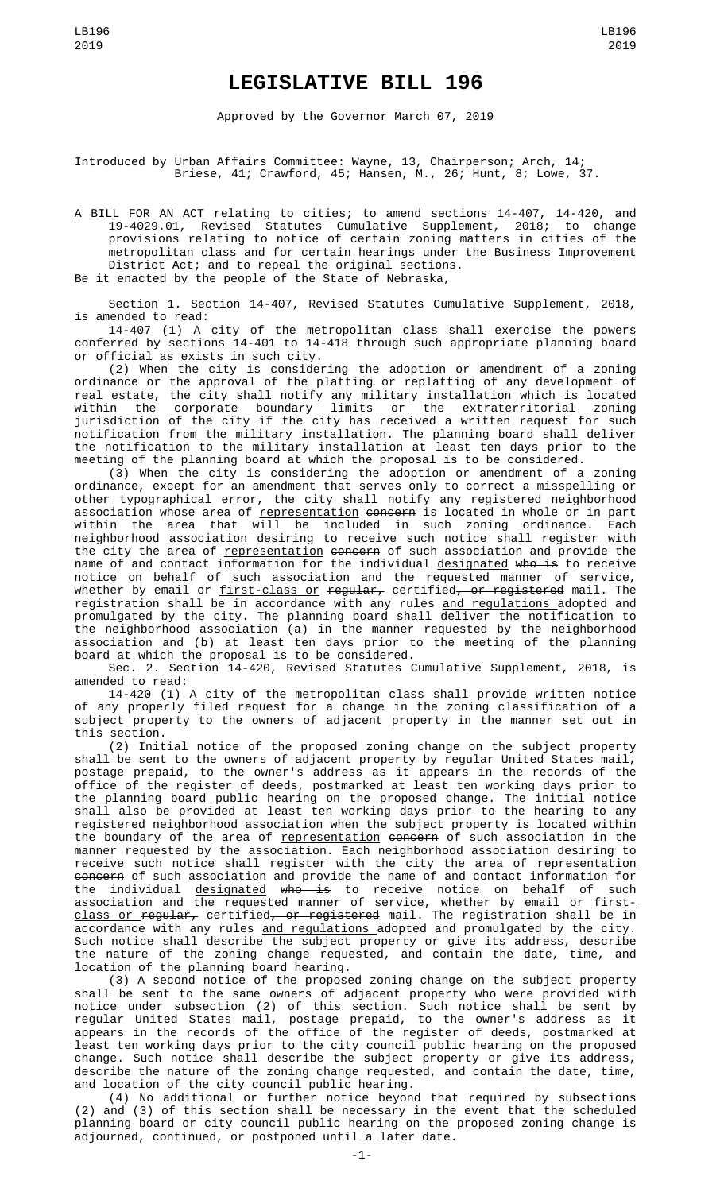# LEGISLATIVE BILL 196

Approved by the Governor March 07, 2019

Introduced by Urban Affairs Committee: Wayne, 13, Chairperson; Arch, 14; Briese, 41; Crawford, 45; Hansen, M., 26; Hunt, 8; Lowe, 37.

A BILL FOR AN ACT relating to cities; to amend sections 14-407, 14-420, and 19-4029.01, Revised Statutes Cumulative Supplement, 2018; to change provisions relating to notice of certain zoning matters in cities of the metropolitan class and for certain hearings under the Business Improvement District Act; and to repeal the original sections.

Be it enacted by the people of the State of Nebraska,

Section 1. Section 14-407, Revised Statutes Cumulative Supplement, 2018, is amended to read:

14-407 (1) A city of the metropolitan class shall exercise the powers conferred by sections 14-401 to 14-418 through such appropriate planning board or official as exists in such city.

(2) When the city is considering the adoption or amendment of a zoning ordinance or the approval of the platting or replatting of any development of real estate, the city shall notify any military installation which is located within the corporate boundary limits or the extraterritorial zoning jurisdiction of the city if the city has received a written request for such notification from the military installation. The planning board shall deliver the notification to the military installation at least ten days prior to the meeting of the planning board at which the proposal is to be considered.

(3) When the city is considering the adoption or amendment of a zoning ordinance, except for an amendment that serves only to correct a misspelling or other typographical error, the city shall notify any registered neighborhood association whose area of <u>representation</u> ~~concern~~ is located in whole or in part within the area that will be included in such zoning ordinance. Each neighborhood association desiring to receive such notice shall register with the city the area of <u>representation</u> ~~concern~~ of such association and provide the name of and contact information for the individual <u>designated</u> ~~who is~~ to receive notice on behalf of such association and the requested manner of service, whether by email or <u>first-class or</u> ~~regular,~~ certified~~, or registered~~ mail. The registration shall be in accordance with any rules <u>and regulations</u> adopted and promulgated by the city. The planning board shall deliver the notification to the neighborhood association (a) in the manner requested by the neighborhood association and (b) at least ten days prior to the meeting of the planning board at which the proposal is to be considered.

Sec. 2. Section 14-420, Revised Statutes Cumulative Supplement, 2018, is amended to read:

14-420 (1) A city of the metropolitan class shall provide written notice of any properly filed request for a change in the zoning classification of a subject property to the owners of adjacent property in the manner set out in this section.

(2) Initial notice of the proposed zoning change on the subject property shall be sent to the owners of adjacent property by regular United States mail, postage prepaid, to the owner's address as it appears in the records of the office of the register of deeds, postmarked at least ten working days prior to the planning board public hearing on the proposed change. The initial notice shall also be provided at least ten working days prior to the hearing to any registered neighborhood association when the subject property is located within the boundary of the area of <u>representation</u> ~~concern~~ of such association in the manner requested by the association. Each neighborhood association desiring to receive such notice shall register with the city the area of <u>representation</u> ~~concern~~ of such association and provide the name of and contact information for the individual <u>designated</u> ~~who is~~ to receive notice on behalf of such association and the requested manner of service, whether by email or <u>first-class or</u> ~~regular,~~ certified~~, or registered~~ mail. The registration shall be in accordance with any rules <u>and regulations</u> adopted and promulgated by the city. Such notice shall describe the subject property or give its address, describe the nature of the zoning change requested, and contain the date, time, and location of the planning board hearing.

(3) A second notice of the proposed zoning change on the subject property shall be sent to the same owners of adjacent property who were provided with notice under subsection (2) of this section. Such notice shall be sent by regular United States mail, postage prepaid, to the owner's address as it appears in the records of the office of the register of deeds, postmarked at least ten working days prior to the city council public hearing on the proposed change. Such notice shall describe the subject property or give its address, describe the nature of the zoning change requested, and contain the date, time, and location of the city council public hearing.

(4) No additional or further notice beyond that required by subsections (2) and (3) of this section shall be necessary in the event that the scheduled planning board or city council public hearing on the proposed zoning change is adjourned, continued, or postponed until a later date.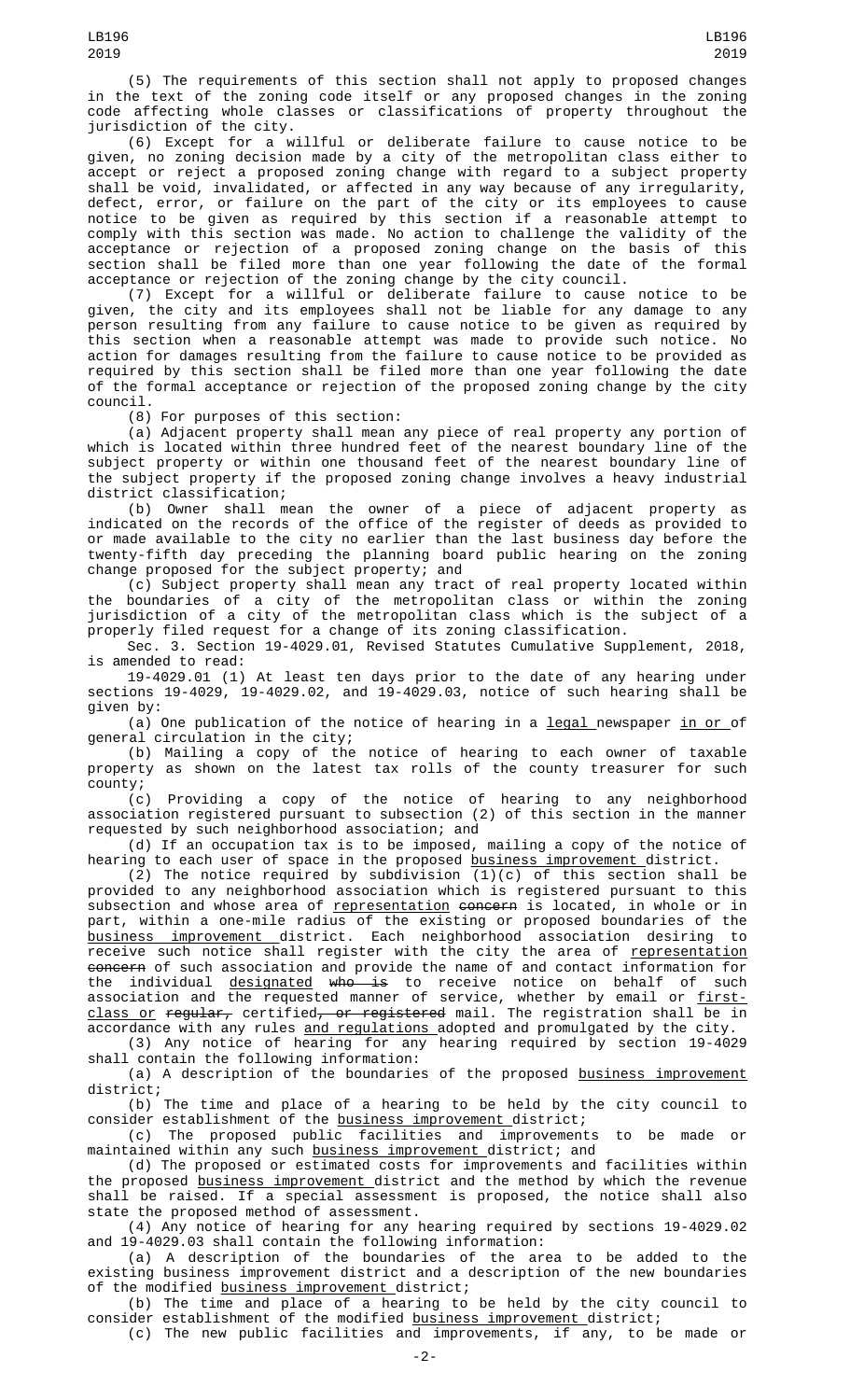(5) The requirements of this section shall not apply to proposed changes in the text of the zoning code itself or any proposed changes in the zoning code affecting whole classes or classifications of property throughout the jurisdiction of the city.

(6) Except for a willful or deliberate failure to cause notice to be given, no zoning decision made by a city of the metropolitan class either to accept or reject a proposed zoning change with regard to a subject property shall be void, invalidated, or affected in any way because of any irregularity, defect, error, or failure on the part of the city or its employees to cause notice to be given as required by this section if a reasonable attempt to comply with this section was made. No action to challenge the validity of the acceptance or rejection of a proposed zoning change on the basis of this section shall be filed more than one year following the date of the formal acceptance or rejection of the zoning change by the city council.

(7) Except for a willful or deliberate failure to cause notice to be given, the city and its employees shall not be liable for any damage to any person resulting from any failure to cause notice to be given as required by this section when a reasonable attempt was made to provide such notice. No action for damages resulting from the failure to cause notice to be provided as required by this section shall be filed more than one year following the date of the formal acceptance or rejection of the proposed zoning change by the city council.

(8) For purposes of this section:

(a) Adjacent property shall mean any piece of real property any portion of which is located within three hundred feet of the nearest boundary line of the subject property or within one thousand feet of the nearest boundary line of the subject property if the proposed zoning change involves a heavy industrial district classification;

(b) Owner shall mean the owner of a piece of adjacent property as indicated on the records of the office of the register of deeds as provided to or made available to the city no earlier than the last business day before the twenty-fifth day preceding the planning board public hearing on the zoning change proposed for the subject property; and

(c) Subject property shall mean any tract of real property located within the boundaries of a city of the metropolitan class or within the zoning jurisdiction of a city of the metropolitan class which is the subject of a properly filed request for a change of its zoning classification.

Sec. 3. Section 19-4029.01, Revised Statutes Cumulative Supplement, 2018, is amended to read:

19-4029.01 (1) At least ten days prior to the date of any hearing under sections 19-4029, 19-4029.02, and 19-4029.03, notice of such hearing shall be given by:

(a) One publication of the notice of hearing in a legal newspaper in or ~~of~~ general circulation in the city;

(b) Mailing a copy of the notice of hearing to each owner of taxable property as shown on the latest tax rolls of the county treasurer for such county;

(c) Providing a copy of the notice of hearing to any neighborhood association registered pursuant to subsection (2) of this section in the manner requested by such neighborhood association; and

(d) If an occupation tax is to be imposed, mailing a copy of the notice of hearing to each user of space in the proposed business improvement district.

(2) The notice required by subdivision (1)(c) of this section shall be provided to any neighborhood association which is registered pursuant to this subsection and whose area of representation ~~concern~~ is located, in whole or in part, within a one-mile radius of the existing or proposed boundaries of the business improvement district. Each neighborhood association desiring to receive such notice shall register with the city the area of representation ~~concern~~ of such association and provide the name of and contact information for the individual designated ~~who is~~ to receive notice on behalf of such association and the requested manner of service, whether by email or first-class or ~~regular,~~ certified~~, or registered~~ mail. The registration shall be in accordance with any rules and regulations adopted and promulgated by the city.

(3) Any notice of hearing for any hearing required by section 19-4029 shall contain the following information:

(a) A description of the boundaries of the proposed business improvement district;

(b) The time and place of a hearing to be held by the city council to consider establishment of the business improvement district;

(c) The proposed public facilities and improvements to be made or maintained within any such business improvement district; and

(d) The proposed or estimated costs for improvements and facilities within the proposed business improvement district and the method by which the revenue shall be raised. If a special assessment is proposed, the notice shall also state the proposed method of assessment.

(4) Any notice of hearing for any hearing required by sections 19-4029.02 and 19-4029.03 shall contain the following information:

(a) A description of the boundaries of the area to be added to the existing business improvement district and a description of the new boundaries of the modified business improvement district;

(b) The time and place of a hearing to be held by the city council to consider establishment of the modified business improvement district;

(c) The new public facilities and improvements, if any, to be made or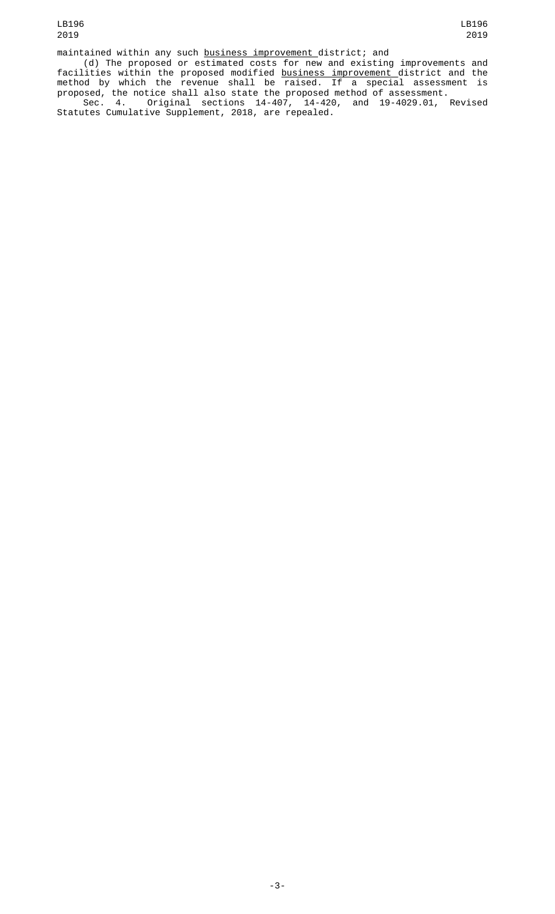maintained within any such <u>business improvement </u>district; and

(d) The proposed or estimated costs for new and existing improvements and facilities within the proposed modified <u>business improvement </u>district and the method by which the revenue shall be raised. If a special assessment is proposed, the notice shall also state the proposed method of assessment.

Sec. 4. Original sections 14-407, 14-420, and 19-4029.01, Revised Statutes Cumulative Supplement, 2018, are repealed.